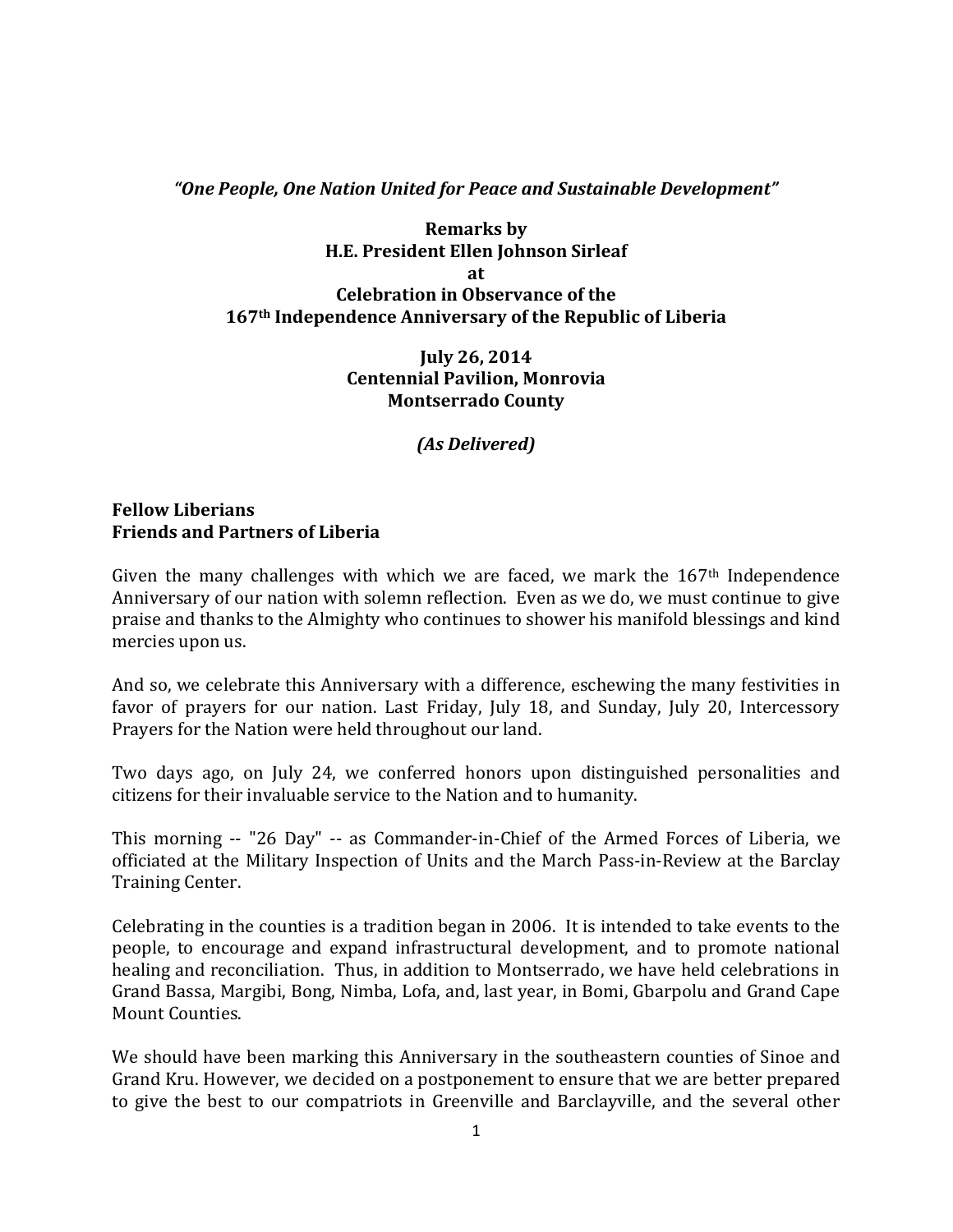*"One People, One Nation United for Peace and Sustainable Development"*

**Remarks by**
**H.E. President Ellen Johnson Sirleaf**
**at**
**Celebration in Observance of the**
**167th Independence Anniversary of the Republic of Liberia**

**July 26, 2014**
**Centennial Pavilion, Monrovia**
**Montserrado County**

***(As Delivered)***

**Fellow Liberians**
**Friends and Partners of Liberia**

Given the many challenges with which we are faced, we mark the 167th Independence Anniversary of our nation with solemn reflection. Even as we do, we must continue to give praise and thanks to the Almighty who continues to shower his manifold blessings and kind mercies upon us.

And so, we celebrate this Anniversary with a difference, eschewing the many festivities in favor of prayers for our nation. Last Friday, July 18, and Sunday, July 20, Intercessory Prayers for the Nation were held throughout our land.

Two days ago, on July 24, we conferred honors upon distinguished personalities and citizens for their invaluable service to the Nation and to humanity.

This morning -- "26 Day" -- as Commander-in-Chief of the Armed Forces of Liberia, we officiated at the Military Inspection of Units and the March Pass-in-Review at the Barclay Training Center.

Celebrating in the counties is a tradition began in 2006. It is intended to take events to the people, to encourage and expand infrastructural development, and to promote national healing and reconciliation. Thus, in addition to Montserrado, we have held celebrations in Grand Bassa, Margibi, Bong, Nimba, Lofa, and, last year, in Bomi, Gbarpolu and Grand Cape Mount Counties.

We should have been marking this Anniversary in the southeastern counties of Sinoe and Grand Kru. However, we decided on a postponement to ensure that we are better prepared to give the best to our compatriots in Greenville and Barclayville, and the several other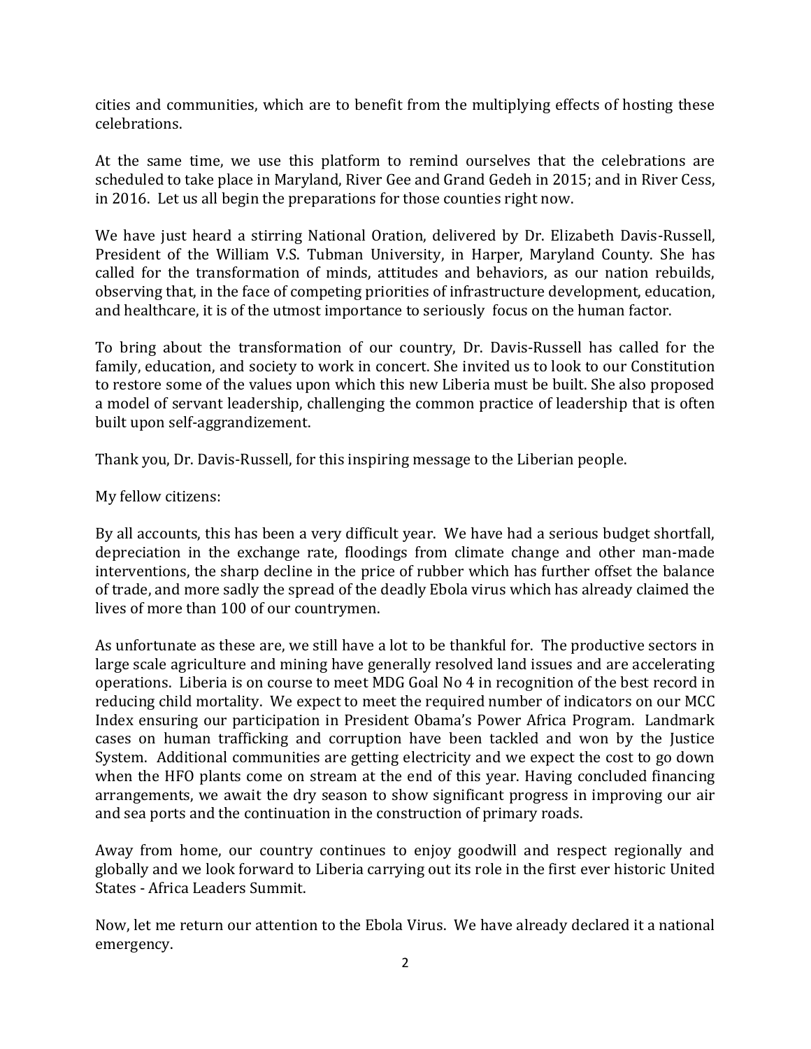cities and communities, which are to benefit from the multiplying effects of hosting these celebrations.

At the same time, we use this platform to remind ourselves that the celebrations are scheduled to take place in Maryland, River Gee and Grand Gedeh in 2015; and in River Cess, in 2016. Let us all begin the preparations for those counties right now.

We have just heard a stirring National Oration, delivered by Dr. Elizabeth Davis-Russell, President of the William V.S. Tubman University, in Harper, Maryland County. She has called for the transformation of minds, attitudes and behaviors, as our nation rebuilds, observing that, in the face of competing priorities of infrastructure development, education, and healthcare, it is of the utmost importance to seriously focus on the human factor.

To bring about the transformation of our country, Dr. Davis-Russell has called for the family, education, and society to work in concert. She invited us to look to our Constitution to restore some of the values upon which this new Liberia must be built. She also proposed a model of servant leadership, challenging the common practice of leadership that is often built upon self-aggrandizement.

Thank you, Dr. Davis-Russell, for this inspiring message to the Liberian people.

My fellow citizens:

By all accounts, this has been a very difficult year. We have had a serious budget shortfall, depreciation in the exchange rate, floodings from climate change and other man-made interventions, the sharp decline in the price of rubber which has further offset the balance of trade, and more sadly the spread of the deadly Ebola virus which has already claimed the lives of more than 100 of our countrymen.

As unfortunate as these are, we still have a lot to be thankful for. The productive sectors in large scale agriculture and mining have generally resolved land issues and are accelerating operations. Liberia is on course to meet MDG Goal No 4 in recognition of the best record in reducing child mortality. We expect to meet the required number of indicators on our MCC Index ensuring our participation in President Obama's Power Africa Program. Landmark cases on human trafficking and corruption have been tackled and won by the Justice System. Additional communities are getting electricity and we expect the cost to go down when the HFO plants come on stream at the end of this year. Having concluded financing arrangements, we await the dry season to show significant progress in improving our air and sea ports and the continuation in the construction of primary roads.

Away from home, our country continues to enjoy goodwill and respect regionally and globally and we look forward to Liberia carrying out its role in the first ever historic United States - Africa Leaders Summit.

Now, let me return our attention to the Ebola Virus. We have already declared it a national emergency.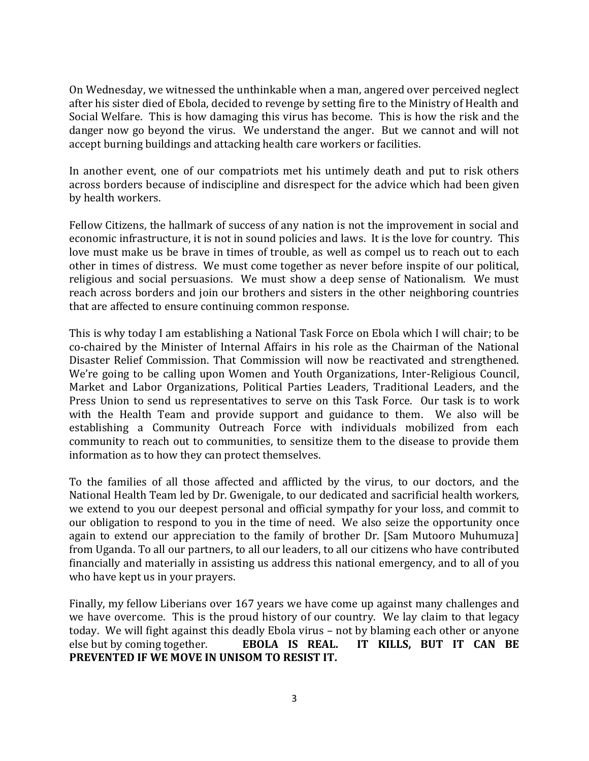On Wednesday, we witnessed the unthinkable when a man, angered over perceived neglect after his sister died of Ebola, decided to revenge by setting fire to the Ministry of Health and Social Welfare. This is how damaging this virus has become. This is how the risk and the danger now go beyond the virus. We understand the anger. But we cannot and will not accept burning buildings and attacking health care workers or facilities.

In another event, one of our compatriots met his untimely death and put to risk others across borders because of indiscipline and disrespect for the advice which had been given by health workers.

Fellow Citizens, the hallmark of success of any nation is not the improvement in social and economic infrastructure, it is not in sound policies and laws. It is the love for country. This love must make us be brave in times of trouble, as well as compel us to reach out to each other in times of distress. We must come together as never before inspite of our political, religious and social persuasions. We must show a deep sense of Nationalism. We must reach across borders and join our brothers and sisters in the other neighboring countries that are affected to ensure continuing common response.

This is why today I am establishing a National Task Force on Ebola which I will chair; to be co-chaired by the Minister of Internal Affairs in his role as the Chairman of the National Disaster Relief Commission. That Commission will now be reactivated and strengthened. We're going to be calling upon Women and Youth Organizations, Inter-Religious Council, Market and Labor Organizations, Political Parties Leaders, Traditional Leaders, and the Press Union to send us representatives to serve on this Task Force. Our task is to work with the Health Team and provide support and guidance to them. We also will be establishing a Community Outreach Force with individuals mobilized from each community to reach out to communities, to sensitize them to the disease to provide them information as to how they can protect themselves.

To the families of all those affected and afflicted by the virus, to our doctors, and the National Health Team led by Dr. Gwenigale, to our dedicated and sacrificial health workers, we extend to you our deepest personal and official sympathy for your loss, and commit to our obligation to respond to you in the time of need. We also seize the opportunity once again to extend our appreciation to the family of brother Dr. [Sam Mutooro Muhumuza] from Uganda. To all our partners, to all our leaders, to all our citizens who have contributed financially and materially in assisting us address this national emergency, and to all of you who have kept us in your prayers.

Finally, my fellow Liberians over 167 years we have come up against many challenges and we have overcome. This is the proud history of our country. We lay claim to that legacy today. We will fight against this deadly Ebola virus – not by blaming each other or anyone else but by coming together. **EBOLA IS REAL. IT KILLS, BUT IT CAN BE PREVENTED IF WE MOVE IN UNISOM TO RESIST IT.**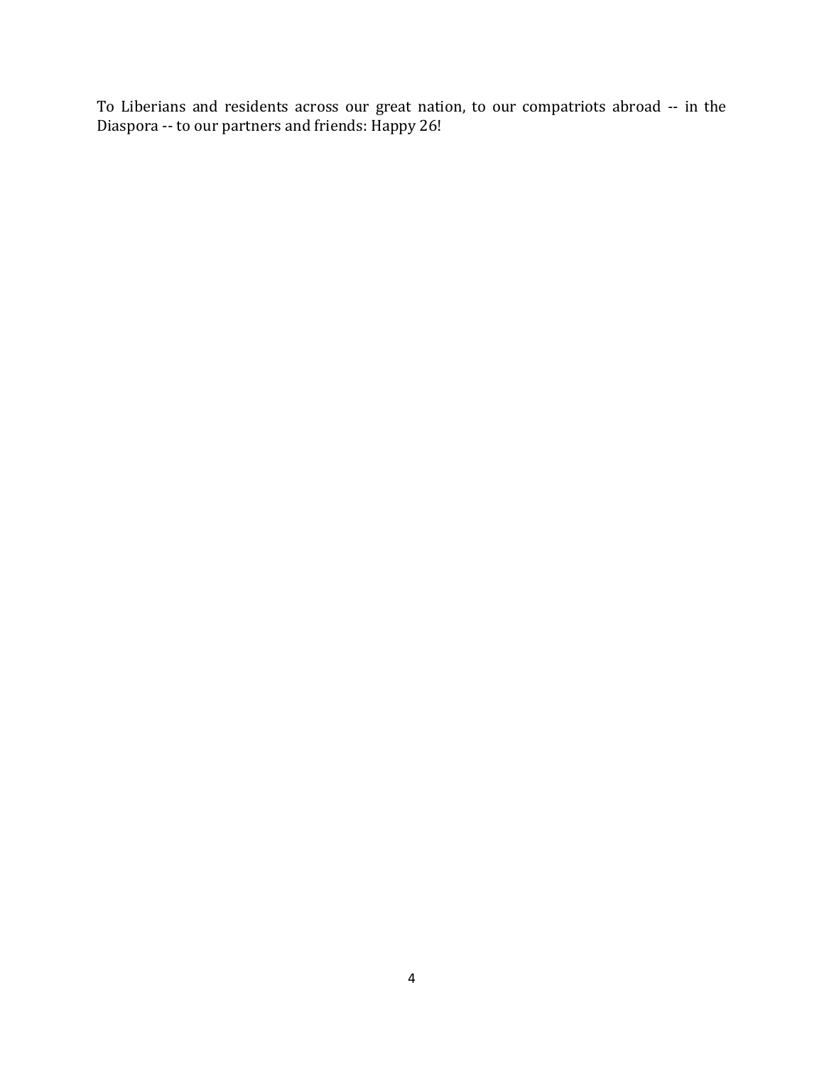To Liberians and residents across our great nation, to our compatriots abroad -- in the Diaspora -- to our partners and friends: Happy 26!